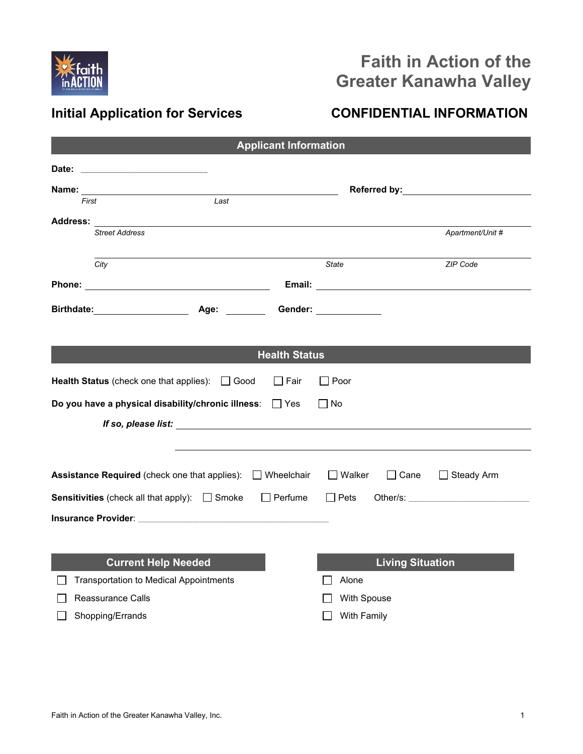# Faith in Action of the Greater Kanawha Valley

## Initial Application for Services

**CONFIDENTIAL INFORMATION**

### Applicant Information

**Date:** ______________________

**Name:** ______________________________________ **Referred by:** ______________________
*First* *Last*

**Address:** ______________________________________________________________
*Street Address* *Apartment/Unit #*

______________________________________________________________
*City* *State* *ZIP Code*

**Phone:** ______________________ **Email:** ______________________

**Birthdate:** ______________ **Age:** ________ **Gender:** ____________

### Health Status

**Health Status** (check one that applies): ☐ Good ☐ Fair ☐ Poor

**Do you have a physical disability/chronic illness**: ☐ Yes ☐ No

***If so, please list:*** ______________________________________________

______________________________________________

**Assistance Required** (check one that applies): ☐ Wheelchair ☐ Walker ☐ Cane ☐ Steady Arm

**Sensitivities** (check all that apply): ☐ Smoke ☐ Perfume ☐ Pets Other/s: ______________________

**Insurance Provider**: ______________________________________

### Current Help Needed

- ☐ Transportation to Medical Appointments
- ☐ Reassurance Calls
- ☐ Shopping/Errands

### Living Situation

- ☐ Alone
- ☐ With Spouse
- ☐ With Family

Faith in Action of the Greater Kanawha Valley, Inc.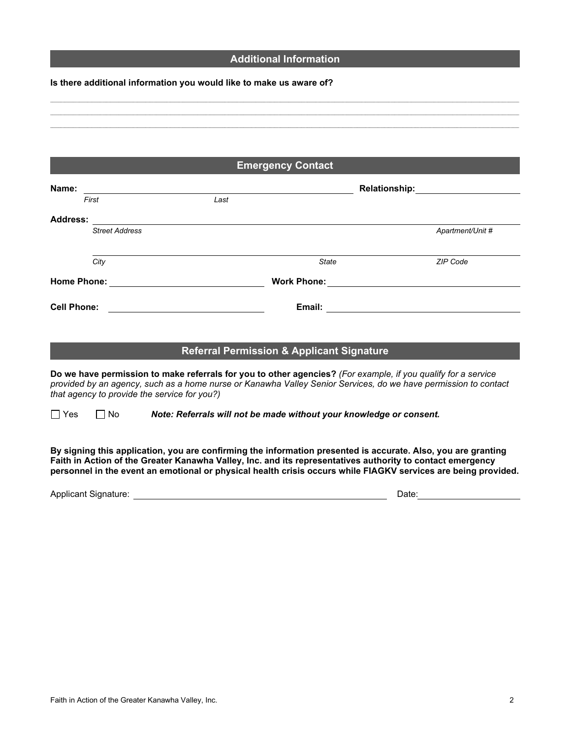## Additional Information

**Is there additional information you would like to make us aware of?**

______________________________________________________________________________________________

______________________________________________________________________________________________

______________________________________________________________________________________________

## Emergency Contact

**Name:** ______________________________________________ **Relationship:** ____________________

*First* *Last*

**Address:** ______________________________________________________________________________

*Street Address* *Apartment/Unit #*

______________________________________________________________________________

*City* *State* *ZIP Code*

**Home Phone:** ____________________________ **Work Phone:** ____________________________

**Cell Phone:** ____________________________ **Email:** ____________________________

## Referral Permission & Applicant Signature

**Do we have permission to make referrals for you to other agencies?** *(For example, if you qualify for a service provided by an agency, such as a home nurse or Kanawha Valley Senior Services, do we have permission to contact that agency to provide the service for you?)*

☐ Yes ☐ No ***Note: Referrals will not be made without your knowledge or consent.***

**By signing this application, you are confirming the information presented is accurate. Also, you are granting Faith in Action of the Greater Kanawha Valley, Inc. and its representatives authority to contact emergency personnel in the event an emotional or physical health crisis occurs while FIAGKV services are being provided.**

Applicant Signature: ______________________________________________ Date: ____________________